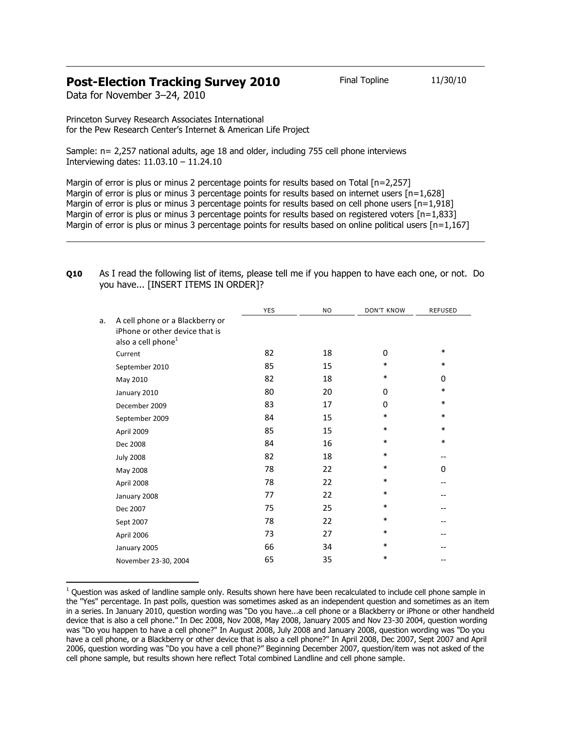# Post-Election Tracking Survey 2010

Final Topline 11/30/10

Data for November 3–24, 2010

Princeton Survey Research Associates International
for the Pew Research Center's Internet & American Life Project

Sample: n= 2,257 national adults, age 18 and older, including 755 cell phone interviews
Interviewing dates: 11.03.10 – 11.24.10

Margin of error is plus or minus 2 percentage points for results based on Total [n=2,257]
Margin of error is plus or minus 3 percentage points for results based on internet users [n=1,628]
Margin of error is plus or minus 3 percentage points for results based on cell phone users [n=1,918]
Margin of error is plus or minus 3 percentage points for results based on registered voters [n=1,833]
Margin of error is plus or minus 3 percentage points for results based on online political users [n=1,167]

**Q10** As I read the following list of items, please tell me if you happen to have each one, or not. Do you have... [INSERT ITEMS IN ORDER]?

| | | YES | NO | DON'T KNOW | REFUSED |
|---|---|---|---|---|---|
| a. | A cell phone or a Blackberry or iPhone or other device that is also a cell phone[1] | | | | |
| | Current | 82 | 18 | 0 | * |
| | September 2010 | 85 | 15 | * | * |
| | May 2010 | 82 | 18 | * | 0 |
| | January 2010 | 80 | 20 | 0 | * |
| | December 2009 | 83 | 17 | 0 | * |
| | September 2009 | 84 | 15 | * | * |
| | April 2009 | 85 | 15 | * | * |
| | Dec 2008 | 84 | 16 | * | * |
| | July 2008 | 82 | 18 | * | -- |
| | May 2008 | 78 | 22 | * | 0 |
| | April 2008 | 78 | 22 | * | -- |
| | January 2008 | 77 | 22 | * | -- |
| | Dec 2007 | 75 | 25 | * | -- |
| | Sept 2007 | 78 | 22 | * | -- |
| | April 2006 | 73 | 27 | * | -- |
| | January 2005 | 66 | 34 | * | -- |
| | November 23-30, 2004 | 65 | 35 | * | -- |

[1] Question was asked of landline sample only. Results shown here have been recalculated to include cell phone sample in the "Yes" percentage. In past polls, question was sometimes asked as an independent question and sometimes as an item in a series. In January 2010, question wording was "Do you have...a cell phone or a Blackberry or iPhone or other handheld device that is also a cell phone." In Dec 2008, Nov 2008, May 2008, January 2005 and Nov 23-30 2004, question wording was "Do you happen to have a cell phone?" In August 2008, July 2008 and January 2008, question wording was "Do you have a cell phone, or a Blackberry or other device that is also a cell phone?" In April 2008, Dec 2007, Sept 2007 and April 2006, question wording was "Do you have a cell phone?" Beginning December 2007, question/item was not asked of the cell phone sample, but results shown here reflect Total combined Landline and cell phone sample.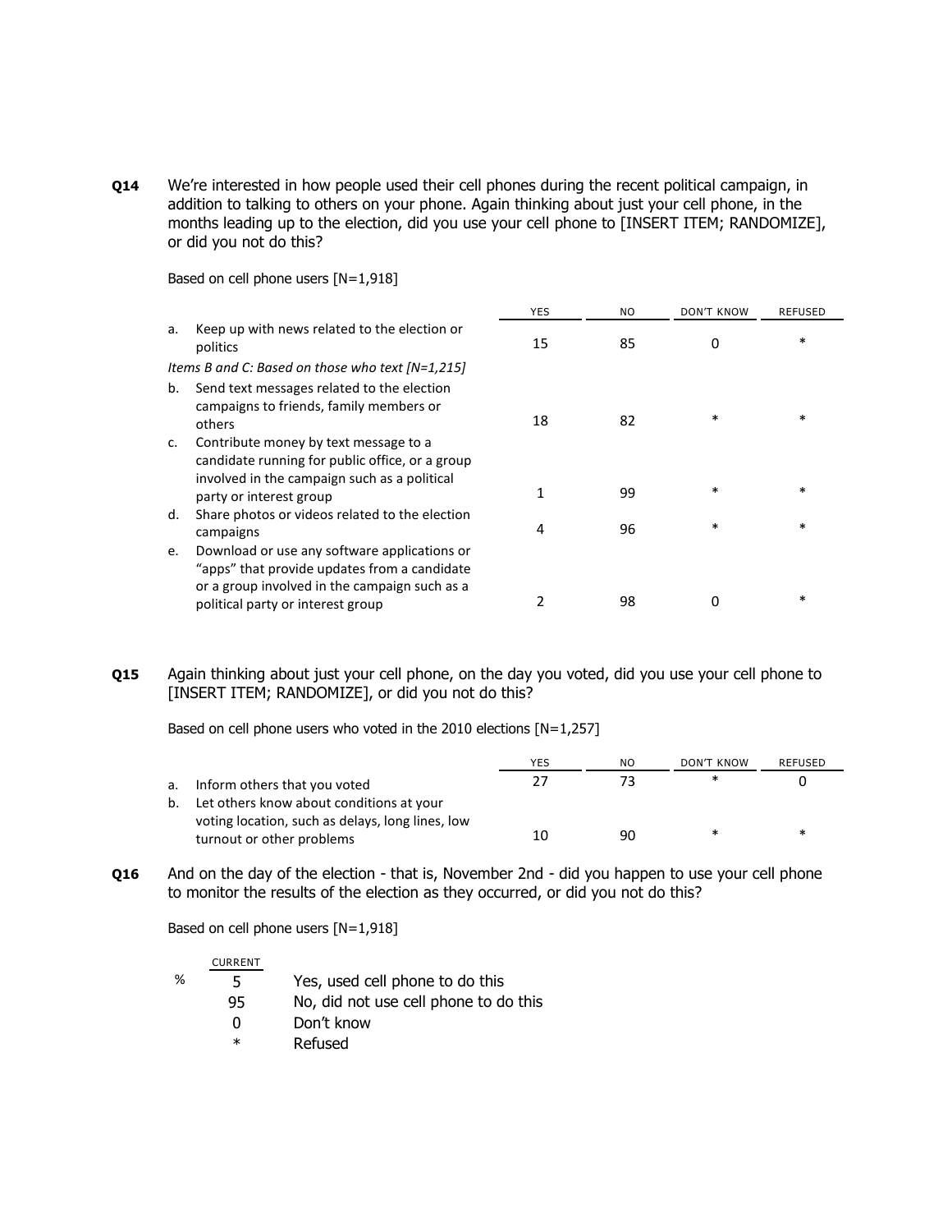**Q14** We're interested in how people used their cell phones during the recent political campaign, in addition to talking to others on your phone. Again thinking about just your cell phone, in the months leading up to the election, did you use your cell phone to [INSERT ITEM; RANDOMIZE], or did you not do this?

Based on cell phone users [N=1,918]

| | YES | NO | DON'T KNOW | REFUSED |
|---|---|---|---|---|
| a. Keep up with news related to the election or politics | 15 | 85 | 0 | * |
| *Items B and C: Based on those who text [N=1,215]* | | | | |
| b. Send text messages related to the election campaigns to friends, family members or others | 18 | 82 | * | * |
| c. Contribute money by text message to a candidate running for public office, or a group involved in the campaign such as a political party or interest group | 1 | 99 | * | * |
| d. Share photos or videos related to the election campaigns | 4 | 96 | * | * |
| e. Download or use any software applications or "apps" that provide updates from a candidate or a group involved in the campaign such as a political party or interest group | 2 | 98 | 0 | * |

**Q15** Again thinking about just your cell phone, on the day you voted, did you use your cell phone to [INSERT ITEM; RANDOMIZE], or did you not do this?

Based on cell phone users who voted in the 2010 elections [N=1,257]

| | YES | NO | DON'T KNOW | REFUSED |
|---|---|---|---|---|
| a. Inform others that you voted | 27 | 73 | * | 0 |
| b. Let others know about conditions at your voting location, such as delays, long lines, low turnout or other problems | 10 | 90 | * | * |

**Q16** And on the day of the election - that is, November 2nd - did you happen to use your cell phone to monitor the results of the election as they occurred, or did you not do this?

Based on cell phone users [N=1,918]

| | CURRENT | |
|---|---|---|
| % | 5 | Yes, used cell phone to do this |
| | 95 | No, did not use cell phone to do this |
| | 0 | Don't know |
| | * | Refused |